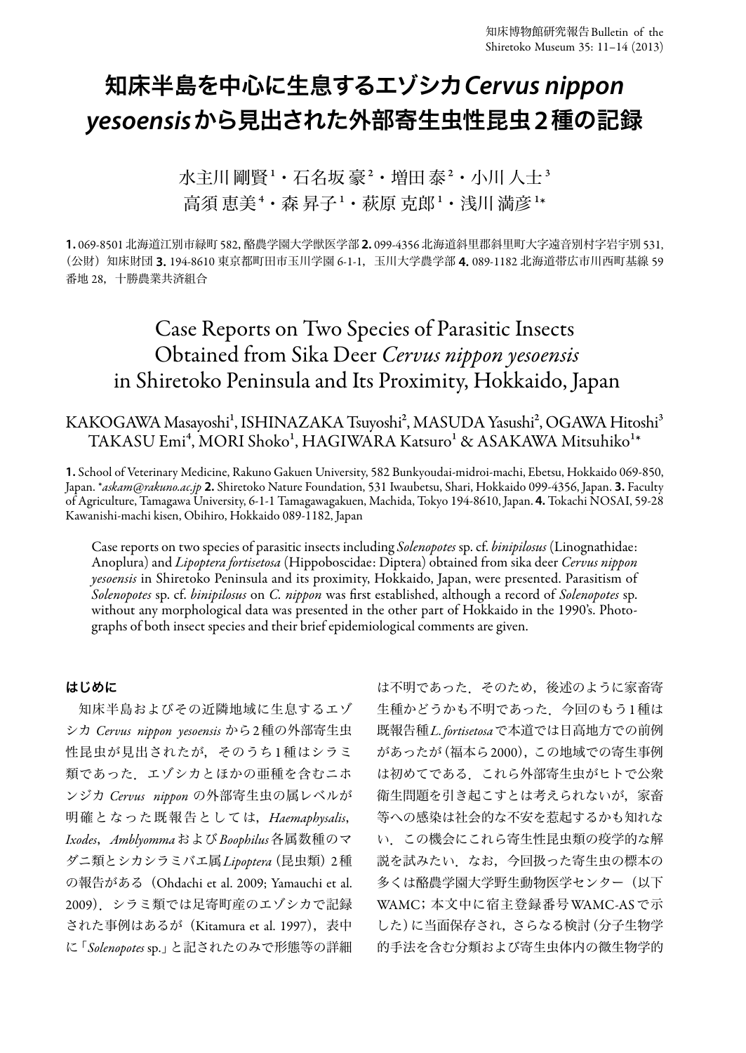# 知床半島を中心に生息するエゾシカ *Cervus nippon yesoensis* から見出された外部寄生虫性昆虫２種の記録

水主川 剛賢[1]・石名坂 豪[2]・増田 泰[2]・小川 人士[3]
高須 恵美[4]・森 昇子[1]・萩原 克郎[1]・浅川 満彦[1]*

**1.** 069-8501 北海道江別市緑町 582, 酪農学園大学獣医学部 **2.** 099-4356 北海道斜里郡斜里町大字遠音別村字岩宇別 531,（公財）知床財団 **3.** 194-8610 東京都町田市玉川学園 6-1-1, 玉川大学農学部 **4.** 089-1182 北海道帯広市川西町基線 59 番地 28, 十勝農業共済組合

# Case Reports on Two Species of Parasitic Insects Obtained from Sika Deer *Cervus nippon yesoensis* in Shiretoko Peninsula and Its Proximity, Hokkaido, Japan

KAKOGAWA Masayoshi[1], ISHINAZAKA Tsuyoshi[2], MASUDA Yasushi[2], OGAWA Hitoshi[3]
TAKASU Emi[4], MORI Shoko[1], HAGIWARA Katsuro[1] & ASAKAWA Mitsuhiko[1]*

**1.** School of Veterinary Medicine, Rakuno Gakuen University, 582 Bunkyoudai-midroi-machi, Ebetsu, Hokkaido 069-850, Japan. **askam@rakuno.ac.jp* **2.** Shiretoko Nature Foundation, 531 Iwaubetsu, Shari, Hokkaido 099-4356, Japan. **3.** Faculty of Agriculture, Tamagawa University, 6-1-1 Tamagawagakuen, Machida, Tokyo 194-8610, Japan. **4.** Tokachi NOSAI, 59-28 Kawanishi-machi kisen, Obihiro, Hokkaido 089-1182, Japan

Case reports on two species of parasitic insects including *Solenopotes* sp. cf. *binipilosus* (Linognathidae: Anoplura) and *Lipoptera fortisetosa* (Hippoboscidae: Diptera) obtained from sika deer *Cervus nippon yesoensis* in Shiretoko Peninsula and its proximity, Hokkaido, Japan, were presented. Parasitism of *Solenopotes* sp. cf. *binipilosus* on *C. nippon* was first established, although a record of *Solenopotes* sp. without any morphological data was presented in the other part of Hokkaido in the 1990's. Photographs of both insect species and their brief epidemiological comments are given.

## はじめに

知床半島およびその近隣地域に生息するエゾシカ *Cervus nippon yesoensis* から2種の外部寄生虫性昆虫が見出されたが，そのうち1種はシラミ類であった．エゾシカとほかの亜種を含むニホンジカ *Cervus nippon* の外部寄生虫の属レベルが明確となった既報告としては，*Haemaphysalis*，*Ixodes*，*Amblyomma* および *Boophilus* 各属数種のマダニ類とシカシラミバエ属 *Lipoptera*（昆虫類）2種の報告がある（Ohdachi et al. 2009; Yamauchi et al. 2009）．シラミ類では足寄町産のエゾシカで記録された事例はあるが（Kitamura et al. 1997），表中に「*Solenopotes* sp.」と記されたのみで形態等の詳細は不明であった．そのため，後述のように家畜寄生種かどうかも不明であった．今回のもう1種は既報告種 *L. fortisetosa* で本道では日高地方での前例があったが（福本ら 2000），この地域での寄生事例は初めてである．これら外部寄生虫がヒトで公衆衛生問題を引き起こすとは考えられないが，家畜等への感染は社会的な不安を惹起するかも知れない．この機会にこれら寄生性昆虫類の疫学的な解説を試みたい．なお，今回扱った寄生虫の標本の多くは酪農学園大学野生動物医学センター（以下 WAMC；本文中に宿主登録番号 WAMC-AS で示した）に当面保存され，さらなる検討（分子生物学的手法を含む分類および寄生虫体内の微生物学的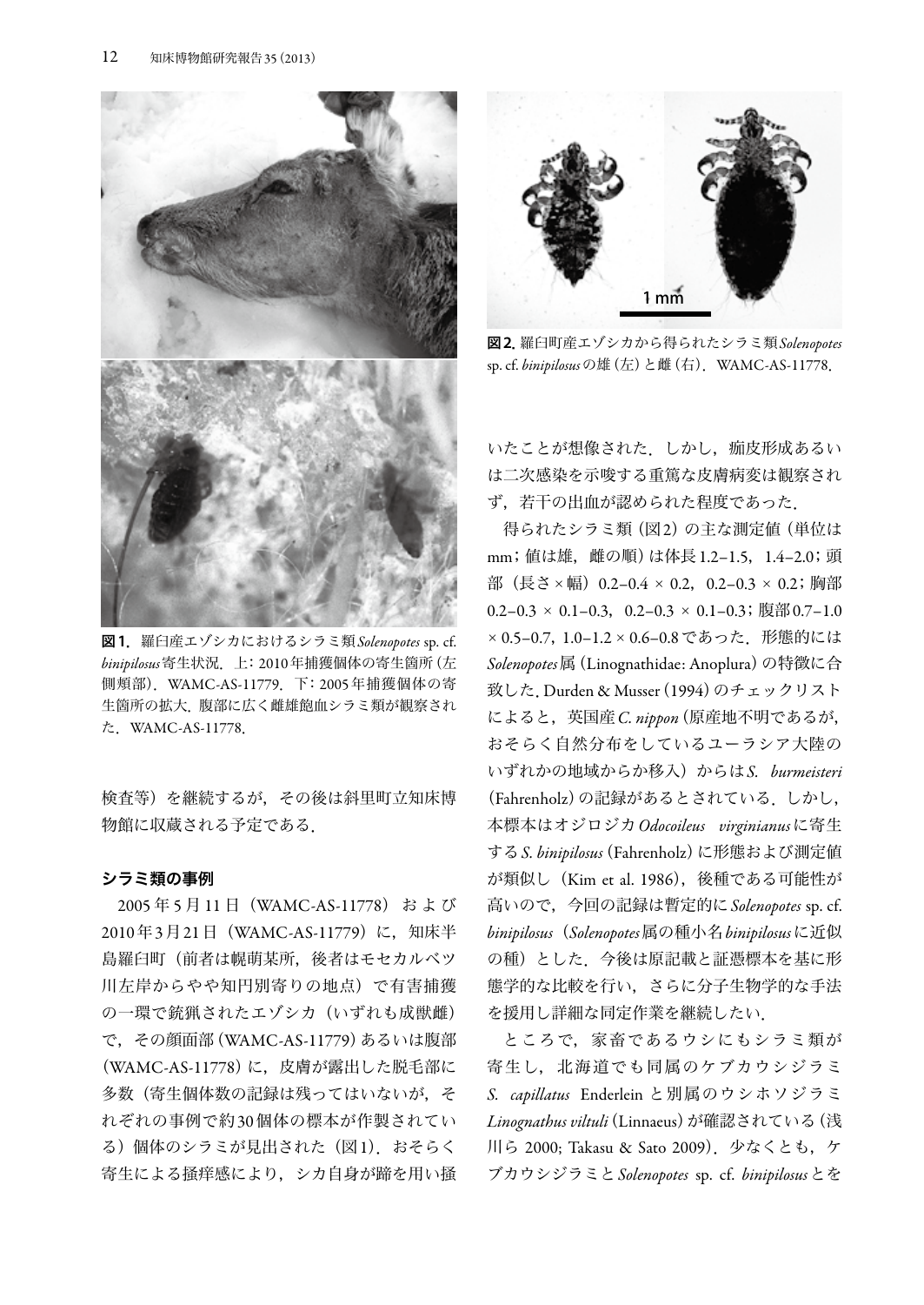図1．羅臼産エゾシカにおけるシラミ類*Solenopotes* sp. cf. *binipilosus*寄生状況．上：2010年捕獲個体の寄生箇所（左側頬部）．WAMC-AS-11779．下：2005年捕獲個体の寄生箇所の拡大．腹部に広く雌雄飽血シラミ類が観察された．WAMC-AS-11778．

検査等）を継続するが，その後は斜里町立知床博物館に収蔵される予定である．

### シラミ類の事例

2005年5月11日（WAMC-AS-11778）および2010年3月21日（WAMC-AS-11779）に，知床半島羅臼町（前者は幌萌某所，後者はモセカルベツ川左岸からやや知円別寄りの地点）で有害捕獲の一環で銃猟されたエゾシカ（いずれも成獣雌）で，その顔面部（WAMC-AS-11779）あるいは腹部（WAMC-AS-11778）に，皮膚が露出した脱毛部に多数（寄生個体数の記録は残ってはいないが，それぞれの事例で約30個体の標本が作製されている）個体のシラミが見出された（図1）．おそらく寄生による掻痒感により，シカ自身が蹄を用い掻いたことが想像された．しかし，痂皮形成あるいは二次感染を示唆する重篤な皮膚病変は観察されず，若干の出血が認められた程度であった．

図2．羅臼町産エゾシカから得られたシラミ類*Solenopotes* sp. cf. *binipilosus*の雄（左）と雌（右）．WAMC-AS-11778．

得られたシラミ類（図2）の主な測定値（単位はmm；値は雄，雌の順）は体長1.2–1.5，1.4–2.0；頭部（長さ×幅）0.2–0.4 × 0.2，0.2–0.3 × 0.2；胸部0.2–0.3 × 0.1–0.3，0.2–0.3 × 0.1–0.3；腹部0.7–1.0 × 0.5–0.7，1.0–1.2 × 0.6–0.8であった．形態的には*Solenopotes*属（Linognathidae: Anoplura）の特徴に合致した．Durden & Musser (1994)のチェックリストによると，英国産*C. nippon*（原産地不明であるが，おそらく自然分布をしているユーラシア大陸のいずれかの地域からか移入）からは*S. burmeisteri*（Fahrenholz）の記録があるとされている．しかし，本標本はオジロジカ*Odocoileus virginianus*に寄生する*S. binipilosus*（Fahrenholz）に形態および測定値が類似し（Kim et al. 1986），後種である可能性が高いので，今回の記録は暫定的に*Solenopotes* sp. cf. *binipilosus*（*Solenopotes*属の種小名*binipilosus*に近似の種）とした．今後は原記載と証憑標本を基に形態学的な比較を行い，さらに分子生物学的な手法を援用し詳細な同定作業を継続したい．

ところで，家畜であるウシにもシラミ類が寄生し，北海道でも同属のケブカウシジラミ*S. capillatus* Enderleinと別属のウシホソジラミ*Linognathus viltuli*（Linnaeus）が確認されている（浅川ら 2000; Takasu & Sato 2009）．少なくとも，ケブカウシジラミと*Solenopotes* sp. cf. *binipilosus*とを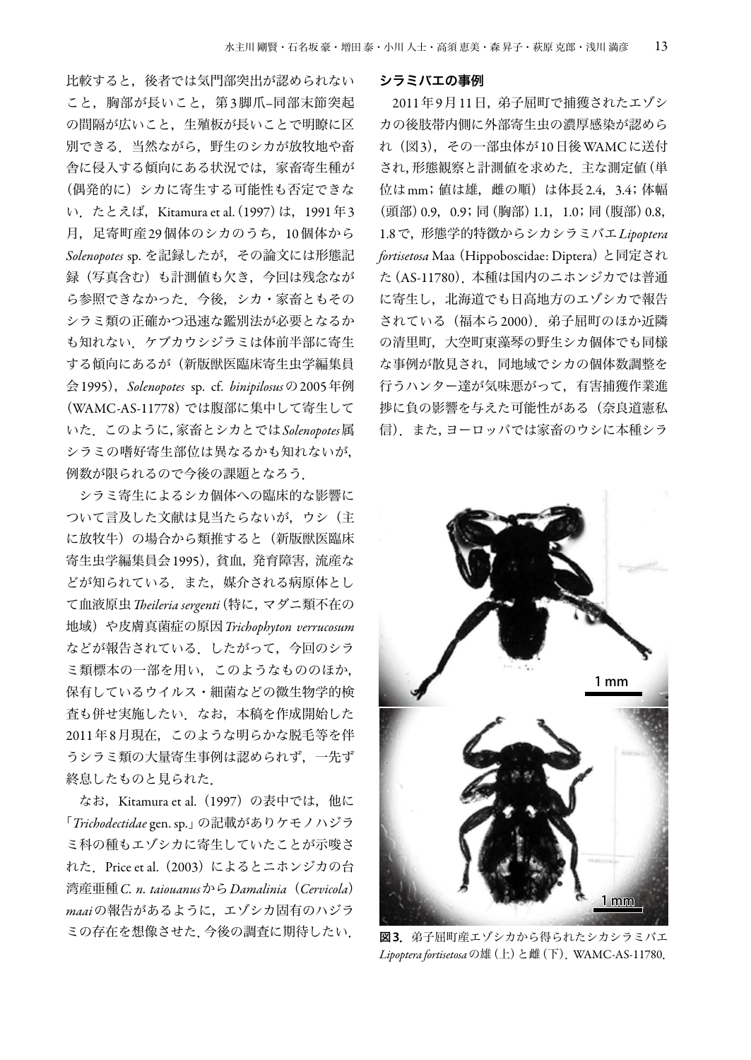比較すると，後者では気門部突出が認められないこと，胸部が長いこと，第3脚爪–同部末節突起の間隔が広いこと，生殖板が長いことで明瞭に区別できる．当然ながら，野生のシカが放牧地や畜舎に侵入する傾向にある状況では，家畜寄生種が（偶発的に）シカに寄生する可能性も否定できない．たとえば，Kitamura et al.（1997）は，1991年3月，足寄町産29個体のシカのうち，10個体から *Solenopotes* sp. を記録したが，その論文には形態記録（写真含む）も計測値も欠き，今回は残念ながら参照できなかった．今後，シカ・家畜ともそのシラミ類の正確かつ迅速な鑑別法が必要となるかも知れない．ケブカウシジラミは体前半部に寄生する傾向にあるが（新版獣医臨床寄生虫学編集員会1995），*Solenopotes* sp. cf. *binipilosus* の2005年例（WAMC-AS-11778）では腹部に集中して寄生していた．このように，家畜とシカとでは *Solenopotes* 属シラミの嗜好寄生部位は異なるかも知れないが，例数が限られるので今後の課題となろう．

シラミ寄生によるシカ個体への臨床的な影響について言及した文献は見当たらないが，ウシ（主に放牧牛）の場合から類推すると（新版獣医臨床寄生虫学編集員会1995），貧血，発育障害，流産などが知られている．また，媒介される病原体として血液原虫 *Theileria sergenti*（特に，マダニ類不在の地域）や皮膚真菌症の原因 *Trichophyton verrucosum* などが報告されている．したがって，今回のシラミ類標本の一部を用い，このようなもののほか，保有しているウイルス・細菌などの微生物学的検査も併せ実施したい．なお，本稿を作成開始した2011年8月現在，このような明らかな脱毛等を伴うシラミ類の大量寄生事例は認められず，一先ず終息したものと見られた．

なお，Kitamura et al.（1997）の表中では，他に「*Trichodectidae* gen. sp.」の記載がありケモノハジラミ科の種もエゾシカに寄生していたことが示唆された．Price et al.（2003）によるとニホンジカの台湾産亜種 *C. n. taiouanus* から *Damalinia*（*Cervicola*）*maai* の報告があるように，エゾシカ固有のハジラミの存在を想像させた．今後の調査に期待したい．

### シラミバエの事例

2011年9月11日，弟子屈町で捕獲されたエゾシカの後肢帯内側に外部寄生虫の濃厚感染が認められ（図3），その一部虫体が10日後WAMCに送付され，形態観察と計測値を求めた．主な測定値（単位はmm；値は雄，雌の順）は体長2.4，3.4；体幅（頭部）0.9，0.9；同（胸部）1.1，1.0；同（腹部）0.8，1.8で，形態学的特徴からシカシラミバエ *Lipoptera fortisetosa* Maa（Hippoboscidae: Diptera）と同定された（AS-11780）．本種は国内のニホンジカでは普通に寄生し，北海道でも日高地方のエゾシカで報告されている（福本ら2000）．弟子屈町のほか近隣の清里町，大空町東藻琴の野生シカ個体でも同様な事例が散見され，同地域でシカの個体数調整を行うハンター達が気味悪がって，有害捕獲作業進捗に負の影響を与えた可能性がある（奈良道憲私信）．また，ヨーロッパでは家畜のウシに本種シラ

**図3．** 弟子屈町産エゾシカから得られたシカシラミバエ *Lipoptera fortisetosa* の雄（上）と雌（下）．WAMC-AS-11780．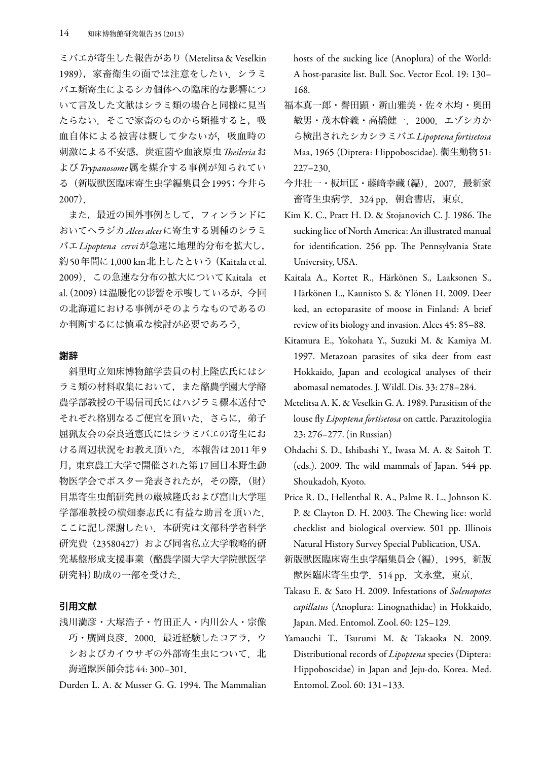ミバエが寄生した報告があり（Metelitsa & Veselkin 1989），家畜衛生の面では注意をしたい．シラミバエ類寄生によるシカ個体への臨床的な影響について言及した文献はシラミ類の場合と同様に見当たらない．そこで家畜のものから類推すると，吸血自体による被害は概して少ないが，吸血時の刺激による不安感，炭疽菌や血液原虫 *Theileria* および *Trypanosome* 属を媒介する事例が知られている（新版獣医臨床寄生虫学編集員会 1995；今井ら 2007）．

また，最近の国外事例として，フィンランドにおいてヘラジカ *Alces alces* に寄生する別種のシラミバエ *Lipoptena cervi* が急速に地理的分布を拡大し，約 50 年間に 1,000 km 北上したという（Kaitala et al. 2009）．この急速な分布の拡大について Kaitala et al.（2009）は温暖化の影響を示唆しているが，今回の北海道における事例がそのようなものであるのか判断するには慎重な検討が必要であろう．

## 謝辞

斜里町立知床博物館学芸員の村上隆広氏にはシラミ類の材料収集において，また酪農学園大学酪農学部教授の干場信司氏にはハジラミ標本送付でそれぞれ格別なるご便宜を頂いた．さらに，弟子屈猟友会の奈良道憲氏にはシラミバエの寄生における周辺状況をお教え頂いた．本報告は 2011 年 9 月，東京農工大学で開催された第 17 回日本野生動物医学会でポスター発表されたが，その際，（財）目黒寄生虫館研究員の巌城隆氏および富山大学理学部准教授の横畑泰志氏に有益な助言を頂いた．ここに記し深謝したい．本研究は文部科学省科学研究費（23580427）および同省私立大学戦略的研究基盤形成支援事業（酪農学園大学大学院獣医学研究科）助成の一部を受けた．

## 引用文献

浅川満彦・大塚浩子・竹田正人・内川公人・宗像巧・廣岡良彦．2000．最近経験したコアラ，ウシおよびカイウサギの外部寄生虫について．北海道獣医師会誌 44: 300–301．

Durden L. A. & Musser G. G. 1994. The Mammalian hosts of the sucking lice (Anoplura) of the World: A host-parasite list. Bull. Soc. Vector Ecol. 19: 130–168.

福本真一郎・譽田顕・新山雅美・佐々木均・奥田敏男・茂木幹義・高橋健一．2000．エゾシカから検出されたシカシラミバエ *Lipoptena fortisetosa* Maa, 1965 (Diptera: Hippoboscidae). 衛生動物 51: 227–230．

今井壯一・板垣匡・藤崎幸藏（編）．2007．最新家畜寄生虫病学．324 pp．朝倉書店，東京．

Kim K. C., Pratt H. D. & Stojanovich C. J. 1986. The sucking lice of North America: An illustrated manual for identification. 256 pp. The Pennsylvania State University, USA.

Kaitala A., Kortet R., Härkönen S., Laaksonen S., Härkönen L., Kaunisto S. & Ylönen H. 2009. Deer ked, an ectoparasite of moose in Finland: A brief review of its biology and invasion. Alces 45: 85–88.

Kitamura E., Yokohata Y., Suzuki M. & Kamiya M. 1997. Metazoan parasites of sika deer from east Hokkaido, Japan and ecological analyses of their abomasal nematodes. J. Wildl. Dis. 33: 278–284.

Metelitsa A. K. & Veselkin G. A. 1989. Parasitism of the louse fly *Lipoptena fortisetosa* on cattle. Parazitologiia 23: 276–277. (in Russian)

Ohdachi S. D., Ishibashi Y., Iwasa M. A. & Saitoh T. (eds.). 2009. The wild mammals of Japan. 544 pp. Shoukadoh, Kyoto.

Price R. D., Hellenthal R. A., Palme R. L., Johnson K. P. & Clayton D. H. 2003. The Chewing lice: world checklist and biological overview. 501 pp. Illinois Natural History Survey Special Publication, USA.

新版獣医臨床寄生虫学編集員会（編）．1995．新版獣医臨床寄生虫学．514 pp．文永堂，東京．

Takasu E. & Sato H. 2009. Infestations of *Solenopotes capillatus* (Anoplura: Linognathidae) in Hokkaido, Japan. Med. Entomol. Zool. 60: 125–129.

Yamauchi T., Tsurumi M. & Takaoka N. 2009. Distributional records of *Lipoptena* species (Diptera: Hippoboscidae) in Japan and Jeju-do, Korea. Med. Entomol. Zool. 60: 131–133.